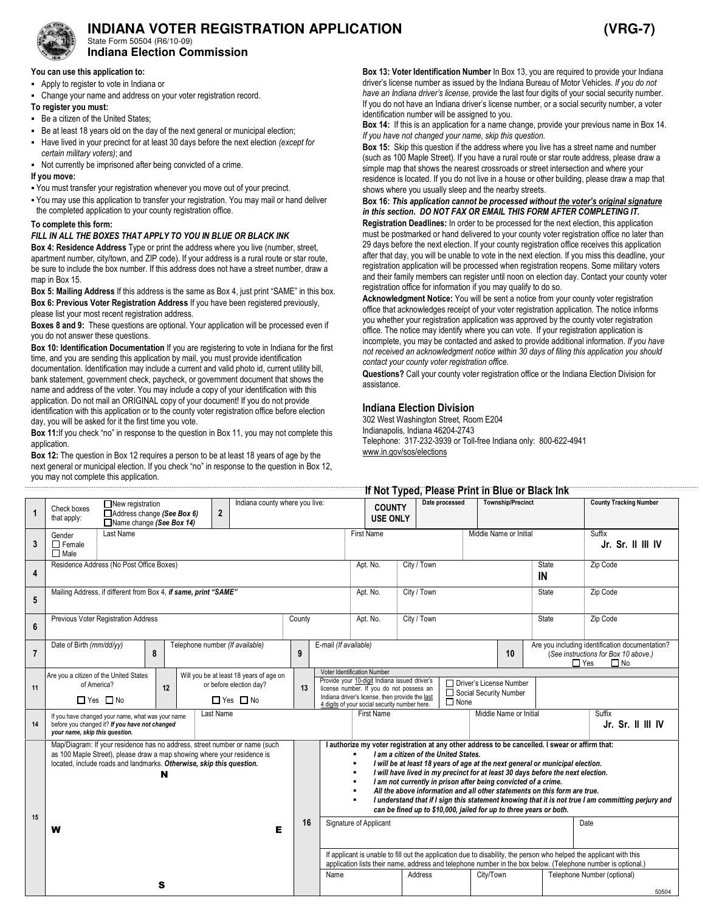# INDIANA VOTER REGISTRATION APPLICATION (VRG-7)

State Form 50504 (R6/10-09)

**Indiana Election Commission**

**You can use this application to:**

- Apply to register to vote in Indiana or
- Change your name and address on your voter registration record.

**To register you must:**

- Be a citizen of the United States;
- Be at least 18 years old on the day of the next general or municipal election;
- Have lived in your precinct for at least 30 days before the next election *(except for certain military voters)*; and
- Not currently be imprisoned after being convicted of a crime.

**If you move:**

- You must transfer your registration whenever you move out of your precinct.
- You may use this application to transfer your registration. You may mail or hand deliver the completed application to your county registration office.

**To complete this form:**

***FILL IN ALL THE BOXES THAT APPLY TO YOU IN BLUE OR BLACK INK***

**Box 4: Residence Address** Type or print the address where you live (number, street, apartment number, city/town, and ZIP code). If your address is a rural route or star route, be sure to include the box number. If this address does not have a street number, draw a map in Box 15.

**Box 5: Mailing Address** If this address is the same as Box 4, just print "SAME" in this box.

**Box 6: Previous Voter Registration Address** If you have been registered previously, please list your most recent registration address.

**Boxes 8 and 9:** These questions are optional. Your application will be processed even if you do not answer these questions.

**Box 10: Identification Documentation** If you are registering to vote in Indiana for the first time, and you are sending this application by mail, you must provide identification documentation. Identification may include a current and valid photo id, current utility bill, bank statement, government check, paycheck, or government document that shows the name and address of the voter. You may include a copy of your identification with this application. Do not mail an ORIGINAL copy of your document! If you do not provide identification with this application or to the county voter registration office before election day, you will be asked for it the first time you vote.

**Box 11:** If you check "no" in response to the question in Box 11, you may not complete this application.

**Box 12:** The question in Box 12 requires a person to be at least 18 years of age by the next general or municipal election. If you check "no" in response to the question in Box 12, you may not complete this application.

**Box 13: Voter Identification Number** In Box 13, you are required to provide your Indiana driver's license number as issued by the Indiana Bureau of Motor Vehicles. *If you do not have an Indiana driver's license,* provide the last four digits of your social security number. If you do not have an Indiana driver's license number, or a social security number, a voter identification number will be assigned to you.

**Box 14:** If this is an application for a name change, provide your previous name in Box 14. *If you have not changed your name, skip this question.*

**Box 15:** Skip this question if the address where you live has a street name and number (such as 100 Maple Street). If you have a rural route or star route address, please draw a simple map that shows the nearest crossroads or street intersection and where your residence is located. If you do not live in a house or other building, please draw a map that shows where you usually sleep and the nearby streets.

**Box 16: *This application cannot be processed without the voter's original signature in this section. DO NOT FAX OR EMAIL THIS FORM AFTER COMPLETING IT.***

**Registration Deadlines:** In order to be processed for the next election, this application must be postmarked or hand delivered to your county voter registration office no later than 29 days before the next election. If your county registration office receives this application after that day, you will be unable to vote in the next election. If you miss this deadline, your registration application will be processed when registration reopens. Some military voters and their family members can register until noon on election day. Contact your county voter registration office for information if you may qualify to do so.

**Acknowledgment Notice:** You will be sent a notice from your county voter registration office that acknowledges receipt of your voter registration application. The notice informs you whether your registration application was approved by the county voter registration office. The notice may identify where you can vote. If your registration application is incomplete, you may be contacted and asked to provide additional information. *If you have not received an acknowledgment notice within 30 days of filing this application you should contact your county voter registration office.*

**Questions?** Call your county voter registration office or the Indiana Election Division for assistance.

## Indiana Election Division

302 West Washington Street, Room E204
Indianapolis, Indiana 46204-2743
Telephone: 317-232-3939 or Toll-free Indiana only: 800-622-4941
www.in.gov/sos/elections

**If Not Typed, Please Print in Blue or Black Ink**

| 1 | Check boxes that apply: ☐ New registration ☐ Address change *(See Box 6)* ☐ Name change *(See Box 14)* | 2 | Indiana county where you live: | **COUNTY USE ONLY** | Date processed | Township/Precinct | County Tracking Number |
|---|---|---|---|---|---|---|---|
| 3 | Gender ☐ Female ☐ Male | Last Name | | First Name | | Middle Name or Initial | Suffix **Jr. Sr. II III IV** |
| 4 | Residence Address (No Post Office Boxes) | | Apt. No. | City / Town | | State **IN** | Zip Code |
| 5 | Mailing Address, if different from Box 4, *if same, print "SAME"* | | Apt. No. | City / Town | | State | Zip Code |
| 6 | Previous Voter Registration Address | County | Apt. No. | City / Town | | State | Zip Code |
| 7 | Date of Birth *(mm/dd/yy)* | 8 | Telephone number *(If available)* | 9 | E-mail *(If available)* | 10 | Are you including identification documentation? (*See instructions for Box 10 above.)* ☐ Yes ☐ No |
| 11 | Are you a citizen of the United States of America? ☐ Yes ☐ No | 12 | Will you be at least 18 years of age on or before election day? ☐ Yes ☐ No | 13 | Voter Identification Number: Provide your 10-digit Indiana issued driver's license number. If you do not possess an Indiana driver's license, then provide the last 4 digits of your social security number here. | ☐ Driver's License Number ☐ Social Security Number ☐ None | |
| 14 | If you have changed your name, what was your name before you changed it? *If you have not changed your name, skip this question.* | Last Name | | First Name | | Middle Name or Initial | Suffix **Jr. Sr. II III IV** |

**15** Map/Diagram: If your residence has no address, street number or name (such as 100 Maple Street), please draw a map showing where your residence is located, include roads and landmarks. *Otherwise, skip this question.*

N

W E

S

**16** **I authorize my voter registration at any other address to be cancelled. I swear or affirm that:**

- ***I am a citizen of the United States.***
- ***I will be at least 18 years of age at the next general or municipal election.***
- ***I will have lived in my precinct for at least 30 days before the next election.***
- ***I am not currently in prison after being convicted of a crime.***
- ***All the above information and all other statements on this form are true.***
- ***I understand that if I sign this statement knowing that it is not true I am committing perjury and can be fined up to $10,000, jailed for up to three years or both.***

| Signature of Applicant | Date |
|---|---|
| | |

If applicant is unable to fill out the application due to disability, the person who helped the applicant with this application lists their name, address and telephone number in the box below. (Telephone number is optional.)

| Name | Address | City/Town | Telephone Number (optional) |
|---|---|---|---|
| | | | |

50504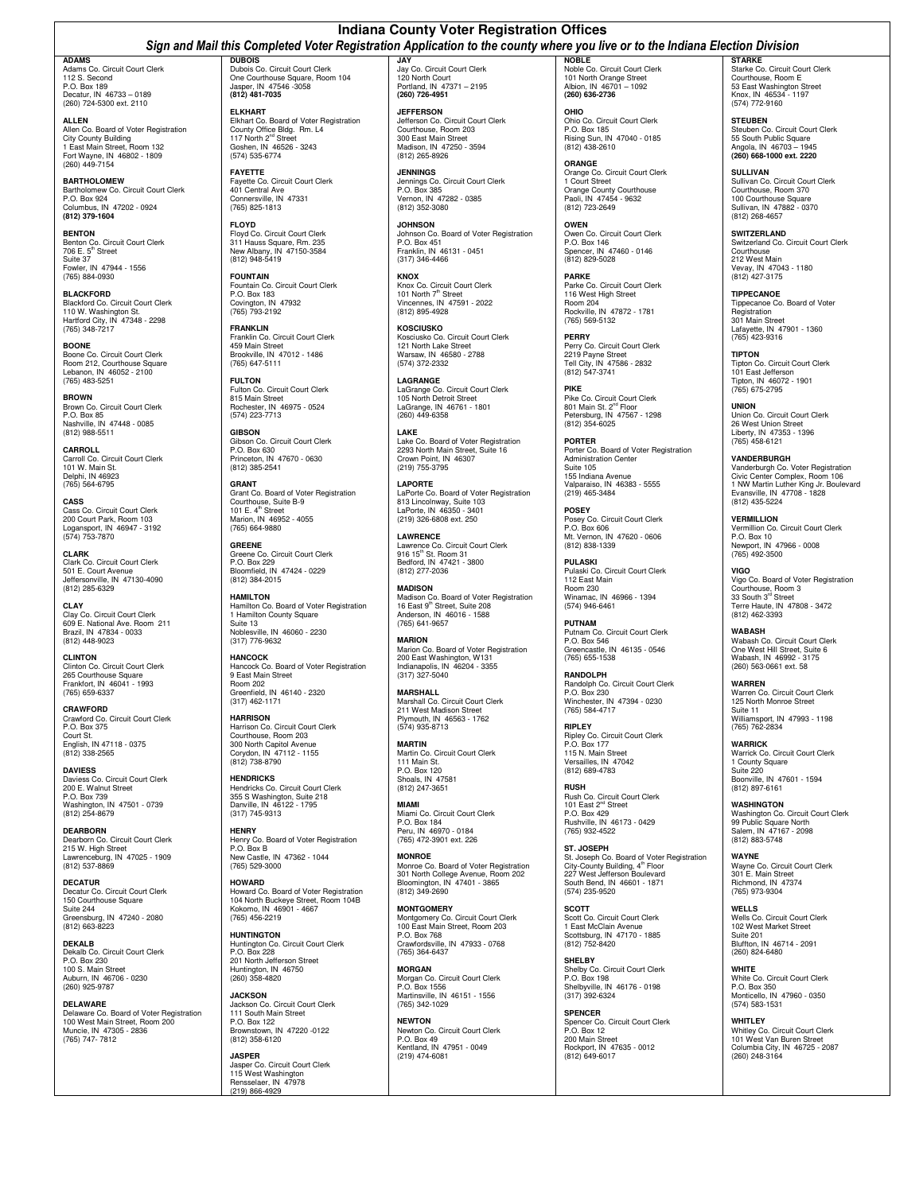# Indiana County Voter Registration Offices

***Sign and Mail this Completed Voter Registration Application to the county where you live or to the Indiana Election Division***

**ADAMS**
Adams Co. Circuit Court Clerk
112 S. Second
P.O. Box 189
Decatur, IN 46733 – 0189
(260) 724-5300 ext. 2110

**ALLEN**
Allen Co. Board of Voter Registration
City County Building
1 East Main Street, Room 132
Fort Wayne, IN 46802 - 1809
(260) 449-7154

**BARTHOLOMEW**
Bartholomew Co. Circuit Court Clerk
P.O. Box 924
Columbus, IN 47202 - 0924
**(812) 379-1604**

**BENTON**
Benton Co. Circuit Court Clerk
706 E. 5th Street
Suite 37
Fowler, IN 47944 - 1556
(765) 884-0930

**BLACKFORD**
Blackford Co. Circuit Court Clerk
110 W. Washington St.
Hartford City, IN 47348 - 2298
(765) 348-7217

**BOONE**
Boone Co. Circuit Court Clerk
Room 212, Courthouse Square
Lebanon, IN 46052 - 2100
(765) 483-5251

**BROWN**
Brown Co. Circuit Court Clerk
P.O. Box 85
Nashville, IN 47448 - 0085
(812) 988-5511

**CARROLL**
Carroll Co. Circuit Court Clerk
101 W. Main St.
Delphi, IN 46923
(765) 564-6795

**CASS**
Cass Co. Circuit Court Clerk
200 Court Park, Room 103
Logansport, IN 46947 - 3192
(574) 753-7870

**CLARK**
Clark Co. Circuit Court Clerk
501 E. Court Avenue
Jeffersonville, IN 47130-4090
(812) 285-6329

**CLAY**
Clay Co. Circuit Court Clerk
609 E. National Ave. Room 211
Brazil, IN 47834 - 0033
(812) 448-9023

**CLINTON**
Clinton Co. Circuit Court Clerk
265 Courthouse Square
Frankfort, IN 46041 - 1993
(765) 659-6337

**CRAWFORD**
Crawford Co. Circuit Court Clerk
P.O. Box 375
Court St.
English, IN 47118 - 0375
(812) 338-2565

**DAVIESS**
Daviess Co. Circuit Court Clerk
200 E. Walnut Street
P.O. Box 739
Washington, IN 47501 - 0739
(812) 254-8679

**DEARBORN**
Dearborn Co. Circuit Court Clerk
215 W. High Street
Lawrenceburg, IN 47025 - 1909
(812) 537-8869

**DECATUR**
Decatur Co. Circuit Court Clerk
150 Courthouse Square
Suite 244
Greensburg, IN 47240 - 2080
(812) 663-8223

**DEKALB**
Dekalb Co. Circuit Court Clerk
P.O. Box 230
100 S. Main Street
Auburn, IN 46706 - 0230
(260) 925-9787

**DELAWARE**
Delaware Co. Board of Voter Registration
100 West Main Street, Room 200
Muncie, IN 47305 - 2836
(765) 747- 7812

**DUBOIS**
Dubois Co. Circuit Court Clerk
One Courthouse Square, Room 104
Jasper, IN 47546 -3058
**(812) 481-7035**

**ELKHART**
Elkhart Co. Board of Voter Registration
County Office Bldg. Rm. L4
117 North 2nd Street
Goshen, IN 46526 - 3243
(574) 535-6774

**FAYETTE**
Fayette Co. Circuit Court Clerk
401 Central Ave
Connersville, IN 47331
(765) 825-1813

**FLOYD**
Floyd Co. Circuit Court Clerk
311 Hauss Square, Rm. 235
New Albany, IN 47150-3584
(812) 948-5419

**FOUNTAIN**
Fountain Co. Circuit Court Clerk
P.O. Box 183
Covington, IN 47932
(765) 793-2192

**FRANKLIN**
Franklin Co. Circuit Court Clerk
459 Main Street
Brookville, IN 47012 - 1486
(765) 647-5111

**FULTON**
Fulton Co. Circuit Court Clerk
815 Main Street
Rochester, IN 46975 - 0524
(574) 223-7713

**GIBSON**
Gibson Co. Circuit Court Clerk
P.O. Box 630
Princeton, IN 47670 - 0630
(812) 385-2541

**GRANT**
Grant Co. Board of Voter Registration
Courthouse, Suite B-9
101 E. 4th Street
Marion, IN 46952 - 4055
(765) 664-9880

**GREENE**
Greene Co. Circuit Court Clerk
P.O. Box 229
Bloomfield, IN 47424 - 0229
(812) 384-2015

**HAMILTON**
Hamilton Co. Board of Voter Registration
1 Hamilton County Square
Suite 13
Noblesville, IN 46060 - 2230
(317) 776-9632

**HANCOCK**
Hancock Co. Board of Voter Registration
9 East Main Street
Room 202
Greenfield, IN 46140 - 2320
(317) 462-1171

**HARRISON**
Harrison Co. Circuit Court Clerk
Courthouse, Room 203
300 North Capitol Avenue
Corydon, IN 47112 - 1155
(812) 738-8790

**HENDRICKS**
Hendricks Co. Circuit Court Clerk
355 S Washington, Suite 218
Danville, IN 46122 - 1795
(317) 745-9313

**HENRY**
Henry Co. Board of Voter Registration
P.O. Box B
New Castle, IN 47362 - 1044
(765) 529-3000

**HOWARD**
Howard Co. Board of Voter Registration
104 North Buckeye Street, Room 104B
Kokomo, IN 46901 - 4667
(765) 456-2219

**HUNTINGTON**
Huntington Co. Circuit Court Clerk
P.O. Box 228
201 North Jefferson Street
Huntington, IN 46750
(260) 358-4820

**JACKSON**
Jackson Co. Circuit Court Clerk
111 South Main Street
P.O. Box 122
Brownstown, IN 47220 -0122
(812) 358-6120

**JASPER**
Jasper Co. Circuit Court Clerk
115 West Washington
Rensselaer, IN 47978
(219) 866-4929

**JAY**
Jay Co. Circuit Court Clerk
120 North Court
Portland, IN 47371 – 2195
**(260) 726-4951**

**JEFFERSON**
Jefferson Co. Circuit Court Clerk
Courthouse, Room 203
300 East Main Street
Madison, IN 47250 - 3594
(812) 265-8926

**JENNINGS**
Jennings Co. Circuit Court Clerk
P.O. Box 385
Vernon, IN 47282 - 0385
(812) 352-3080

**JOHNSON**
Johnson Co. Board of Voter Registration
P.O. Box 451
Franklin, IN 46131 - 0451
(317) 346-4466

**KNOX**
Knox Co. Circuit Court Clerk
101 North 7th Street
Vincennes, IN 47591 - 2022
(812) 895-4928

**KOSCIUSKO**
Kosciusko Co. Circuit Court Clerk
121 North Lake Street
Warsaw, IN 46580 - 2788
(574) 372-2332

**LAGRANGE**
LaGrange Co. Circuit Court Clerk
105 North Detroit Street
LaGrange, IN 46761 - 1801
(260) 449-6358

**LAKE**
Lake Co. Board of Voter Registration
2293 North Main Street, Suite 16
Crown Point, IN 46307
(219) 755-3795

**LAPORTE**
LaPorte Co. Board of Voter Registration
813 Lincolnway, Suite 103
LaPorte, IN 46350 - 3401
(219) 326-6808 ext. 250

**LAWRENCE**
Lawrence Co. Circuit Court Clerk
916 15th St. Room 31
Bedford, IN 47421 - 3800
(812) 277-2036

**MADISON**
Madison Co. Board of Voter Registration
16 East 9th Street, Suite 208
Anderson, IN 46016 - 1588
(765) 641-9657

**MARION**
Marion Co. Board of Voter Registration
200 East Washington, W131
Indianapolis, IN 46204 - 3355
(317) 327-5040

**MARSHALL**
Marshall Co. Circuit Court Clerk
211 West Madison Street
Plymouth, IN 46563 - 1762
(574) 935-8713

**MARTIN**
Martin Co. Circuit Court Clerk
111 Main St.
P.O. Box 120
Shoals, IN 47581
(812) 247-3651

**MIAMI**
Miami Co. Circuit Court Clerk
P.O. Box 184
Peru, IN 46970 - 0184
(765) 472-3901 ext. 226

**MONROE**
Monroe Co. Board of Voter Registration
301 North College Avenue, Room 202
Bloomington, IN 47401 - 3865
(812) 349-2690

**MONTGOMERY**
Montgomery Co. Circuit Court Clerk
100 East Main Street, Room 203
P.O. Box 768
Crawfordsville, IN 47933 - 0768
(765) 364-6437

**MORGAN**
Morgan Co. Circuit Court Clerk
P.O. Box 1556
Martinsville, IN 46151 - 1556
(765) 342-1029

**NEWTON**
Newton Co. Circuit Court Clerk
P.O. Box 49
Kentland, IN 47951 - 0049
(219) 474-6081

**NOBLE**
Noble Co. Circuit Court Clerk
101 North Orange Street
Albion, IN 46701 – 1092
**(260) 636-2736**

**OHIO**
Ohio Co. Circuit Court Clerk
P.O. Box 185
Rising Sun, IN 47040 - 0185
(812) 438-2610

**ORANGE**
Orange Co. Circuit Court Clerk
1 Court Street
Orange County Courthouse
Paoli, IN 47454 - 9632
(812) 723-2649

**OWEN**
Owen Co. Circuit Court Clerk
P.O. Box 146
Spencer, IN 47460 - 0146
(812) 829-5028

**PARKE**
Parke Co. Circuit Court Clerk
116 West High Street
Room 204
Rockville, IN 47872 - 1781
(765) 569-5132

**PERRY**
Perry Co. Circuit Court Clerk
2219 Payne Street
Tell City, IN 47586 - 2832
(812) 547-3741

**PIKE**
Pike Co. Circuit Court Clerk
801 Main St. 2nd Floor
Petersburg, IN 47567 - 1298
(812) 354-6025

**PORTER**
Porter Co. Board of Voter Registration
Administration Center
Suite 105
155 Indiana Avenue
Valparaiso, IN 46383 - 5555
(219) 465-3484

**POSEY**
Posey Co. Circuit Court Clerk
P.O. Box 606
Mt. Vernon, IN 47620 - 0606
(812) 838-1339

**PULASKI**
Pulaski Co. Circuit Court Clerk
112 East Main
Room 230
Winamac, IN 46966 - 1394
(574) 946-6461

**PUTNAM**
Putnam Co. Circuit Court Clerk
P.O. Box 546
Greencastle, IN 46135 - 0546
(765) 655-1538

**RANDOLPH**
Randolph Co. Circuit Court Clerk
P.O. Box 230
Winchester, IN 47394 - 0230
(765) 584-4717

**RIPLEY**
Ripley Co. Circuit Court Clerk
P.O. Box 177
115 N. Main Street
Versailles, IN 47042
(812) 689-4783

**RUSH**
Rush Co. Circuit Court Clerk
101 East 2nd Street
P.O. Box 429
Rushville, IN 46173 - 0429
(765) 932-4522

**ST. JOSEPH**
St. Joseph Co. Board of Voter Registration
City-County Building, 4th Floor
227 West Jefferson Boulevard
South Bend, IN 46601 - 1871
(574) 235-9520

**SCOTT**
Scott Co. Circuit Court Clerk
1 East McClain Avenue
Scottsburg, IN 47170 - 1885
(812) 752-8420

**SHELBY**
Shelby Co. Circuit Court Clerk
P.O. Box 198
Shelbyville, IN 46176 - 0198
(317) 392-6324

**SPENCER**
Spencer Co. Circuit Court Clerk
P.O. Box 12
200 Main Street
Rockport, IN 47635 - 0012
(812) 649-6017

**STARKE**
Starke Co. Circuit Court Clerk
Courthouse, Room E
53 East Washington Street
Knox, IN 46534 - 1197
(574) 772-9160

**STEUBEN**
Steuben Co. Circuit Court Clerk
55 South Public Square
Angola, IN 46703 – 1945
**(260) 668-1000 ext. 2220**

**SULLIVAN**
Sullivan Co. Circuit Court Clerk
Courthouse, Room 370
100 Courthouse Square
Sullivan, IN 47882 - 0370
(812) 268-4657

**SWITZERLAND**
Switzerland Co. Circuit Court Clerk
Courthouse
212 West Main
Vevay, IN 47043 - 1180
(812) 427-3175

**TIPPECANOE**
Tippecanoe Co. Board of Voter Registration
301 Main Street
Lafayette, IN 47901 - 1360
(765) 423-9316

**TIPTON**
Tipton Co. Circuit Court Clerk
101 East Jefferson
Tipton, IN 46072 - 1901
(765) 675-2795

**UNION**
Union Co. Circuit Court Clerk
26 West Union Street
Liberty, IN 47353 - 1396
(765) 458-6121

**VANDERBURGH**
Vanderburgh Co. Voter Registration
Civic Center Complex, Room 106
1 NW Martin Luther King Jr. Boulevard
Evansville, IN 47708 - 1828
(812) 435-5224

**VERMILLION**
Vermillion Co. Circuit Court Clerk
P.O. Box 10
Newport, IN 47966 - 0008
(765) 492-3500

**VIGO**
Vigo Co. Board of Voter Registration
Courthouse, Room 3
33 South 3rd Street
Terre Haute, IN 47808 - 3472
(812) 462-3393

**WABASH**
Wabash Co. Circuit Court Clerk
One West Hill Street, Suite 6
Wabash, IN 46992 - 3175
(260) 563-0661 ext. 58

**WARREN**
Warren Co. Circuit Court Clerk
125 North Monroe Street
Suite 11
Williamsport, IN 47993 - 1198
(765) 762-2834

**WARRICK**
Warrick Co. Circuit Court Clerk
1 County Square
Suite 220
Boonville, IN 47601 - 1594
(812) 897-6161

**WASHINGTON**
Washington Co. Circuit Court Clerk
99 Public Square North
Salem, IN 47167 - 2098
(812) 883-5748

**WAYNE**
Wayne Co. Circuit Court Clerk
301 E. Main Street
Richmond, IN 47374
(765) 973-9304

**WELLS**
Wells Co. Circuit Court Clerk
102 West Market Street
Suite 201
Bluffton, IN 46714 - 2091
(260) 824-6480

**WHITE**
White Co. Circuit Court Clerk
P.O. Box 350
Monticello, IN 47960 - 0350
(574) 583-1531

**WHITLEY**
Whitley Co. Circuit Court Clerk
101 West Van Buren Street
Columbia City, IN 46725 - 2087
(260) 248-3164